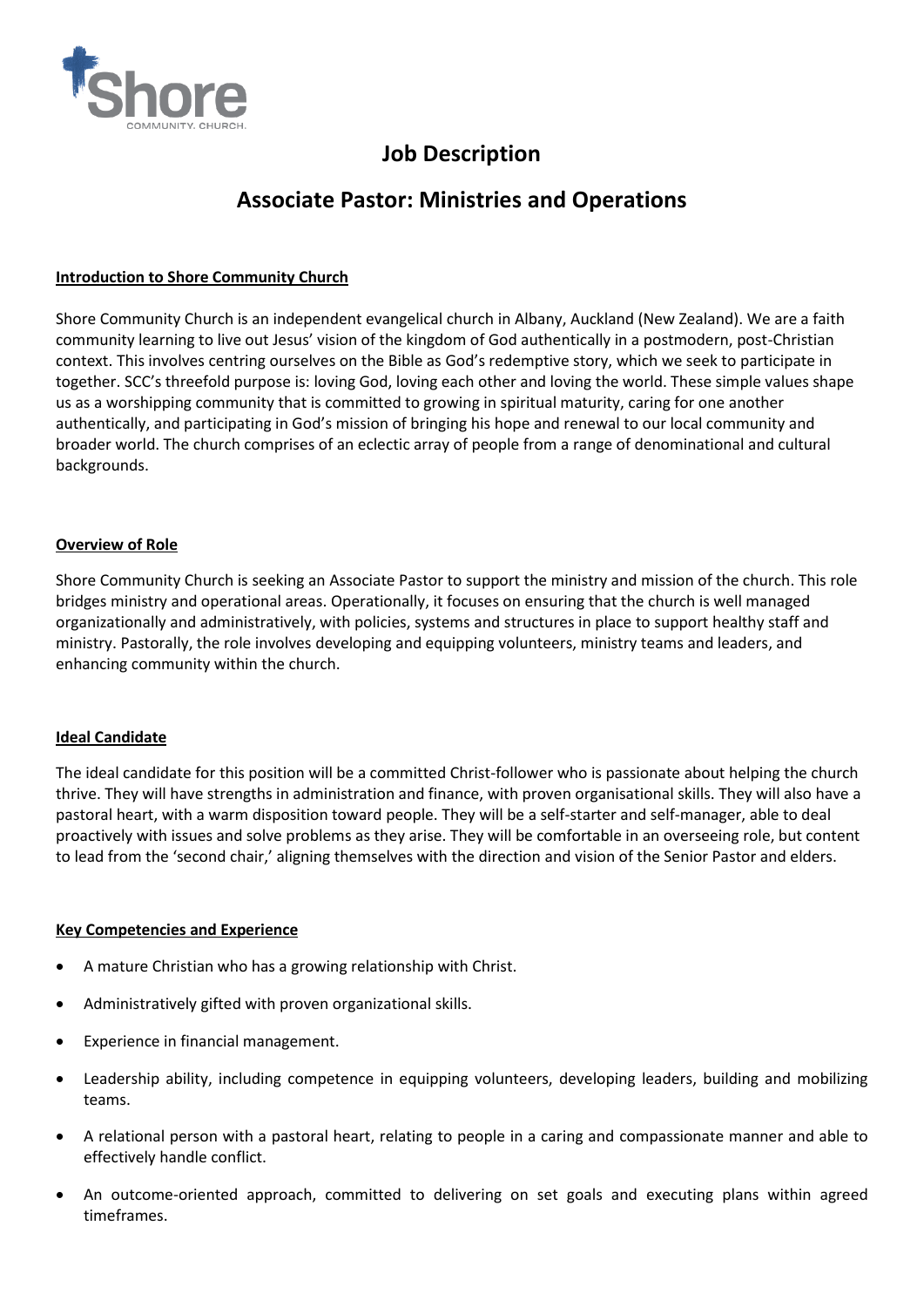# Job Description

## Associate Pastor: Ministries and Operations

**Introduction to Shore Community Church**

Shore Community Church is an independent evangelical church in Albany, Auckland (New Zealand). We are a faith community learning to live out Jesus' vision of the kingdom of God authentically in a postmodern, post-Christian context. This involves centring ourselves on the Bible as God's redemptive story, which we seek to participate in together. SCC's threefold purpose is: loving God, loving each other and loving the world. These simple values shape us as a worshipping community that is committed to growing in spiritual maturity, caring for one another authentically, and participating in God's mission of bringing his hope and renewal to our local community and broader world. The church comprises of an eclectic array of people from a range of denominational and cultural backgrounds.

**Overview of Role**

Shore Community Church is seeking an Associate Pastor to support the ministry and mission of the church. This role bridges ministry and operational areas. Operationally, it focuses on ensuring that the church is well managed organizationally and administratively, with policies, systems and structures in place to support healthy staff and ministry. Pastorally, the role involves developing and equipping volunteers, ministry teams and leaders, and enhancing community within the church.

**Ideal Candidate**

The ideal candidate for this position will be a committed Christ-follower who is passionate about helping the church thrive. They will have strengths in administration and finance, with proven organisational skills. They will also have a pastoral heart, with a warm disposition toward people. They will be a self-starter and self-manager, able to deal proactively with issues and solve problems as they arise. They will be comfortable in an overseeing role, but content to lead from the 'second chair,' aligning themselves with the direction and vision of the Senior Pastor and elders.

**Key Competencies and Experience**

- A mature Christian who has a growing relationship with Christ.
- Administratively gifted with proven organizational skills.
- Experience in financial management.
- Leadership ability, including competence in equipping volunteers, developing leaders, building and mobilizing teams.
- A relational person with a pastoral heart, relating to people in a caring and compassionate manner and able to effectively handle conflict.
- An outcome-oriented approach, committed to delivering on set goals and executing plans within agreed timeframes.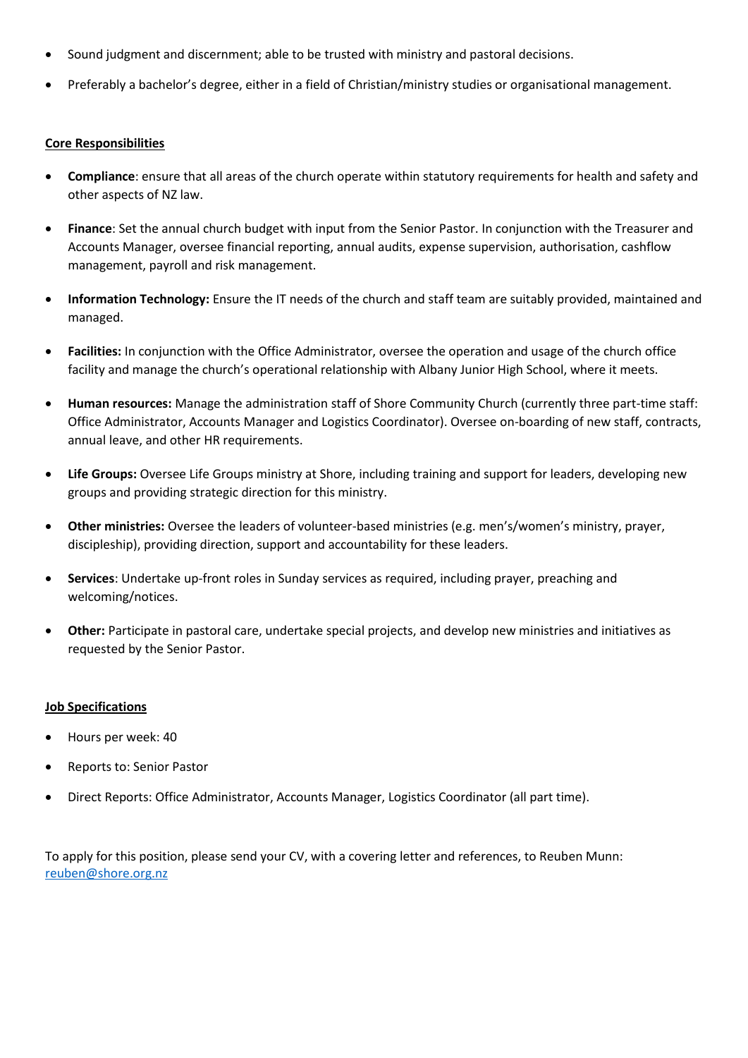- Sound judgment and discernment; able to be trusted with ministry and pastoral decisions.
- Preferably a bachelor's degree, either in a field of Christian/ministry studies or organisational management.

## Core Responsibilities

- **Compliance**: ensure that all areas of the church operate within statutory requirements for health and safety and other aspects of NZ law.
- **Finance**: Set the annual church budget with input from the Senior Pastor. In conjunction with the Treasurer and Accounts Manager, oversee financial reporting, annual audits, expense supervision, authorisation, cashflow management, payroll and risk management.
- **Information Technology:** Ensure the IT needs of the church and staff team are suitably provided, maintained and managed.
- **Facilities:** In conjunction with the Office Administrator, oversee the operation and usage of the church office facility and manage the church's operational relationship with Albany Junior High School, where it meets.
- **Human resources:** Manage the administration staff of Shore Community Church (currently three part-time staff: Office Administrator, Accounts Manager and Logistics Coordinator). Oversee on-boarding of new staff, contracts, annual leave, and other HR requirements.
- **Life Groups:** Oversee Life Groups ministry at Shore, including training and support for leaders, developing new groups and providing strategic direction for this ministry.
- **Other ministries:** Oversee the leaders of volunteer-based ministries (e.g. men's/women's ministry, prayer, discipleship), providing direction, support and accountability for these leaders.
- **Services**: Undertake up-front roles in Sunday services as required, including prayer, preaching and welcoming/notices.
- **Other:** Participate in pastoral care, undertake special projects, and develop new ministries and initiatives as requested by the Senior Pastor.

## Job Specifications

- Hours per week: 40
- Reports to: Senior Pastor
- Direct Reports: Office Administrator, Accounts Manager, Logistics Coordinator (all part time).

To apply for this position, please send your CV, with a covering letter and references, to Reuben Munn: [reuben@shore.org.nz](mailto:reuben@shore.org.nz)